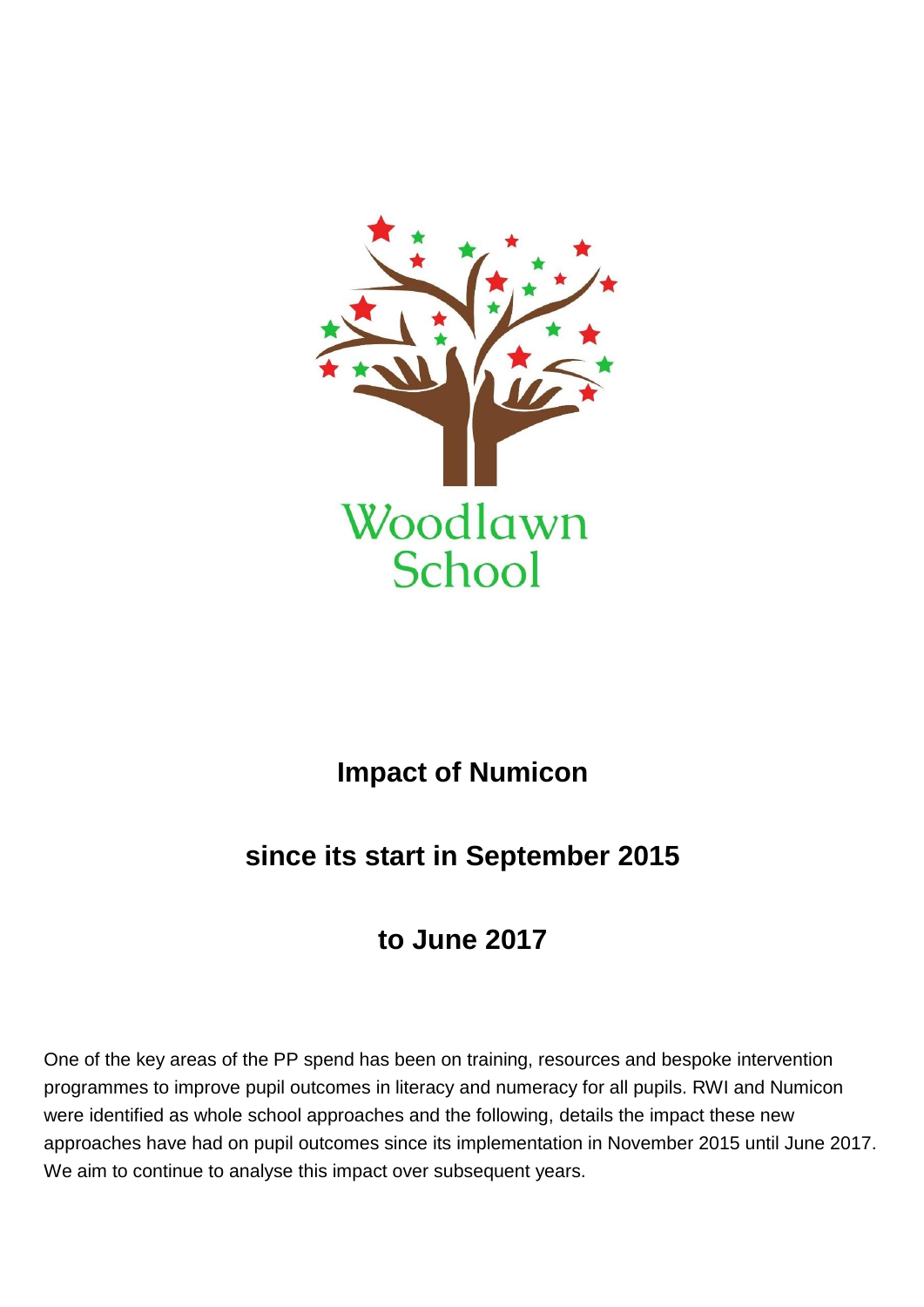Woodlawn School

# Impact of Numicon

# since its start in September 2015

# to June 2017

One of the key areas of the PP spend has been on training, resources and bespoke intervention programmes to improve pupil outcomes in literacy and numeracy for all pupils. RWI and Numicon were identified as whole school approaches and the following, details the impact these new approaches have had on pupil outcomes since its implementation in November 2015 until June 2017. We aim to continue to analyse this impact over subsequent years.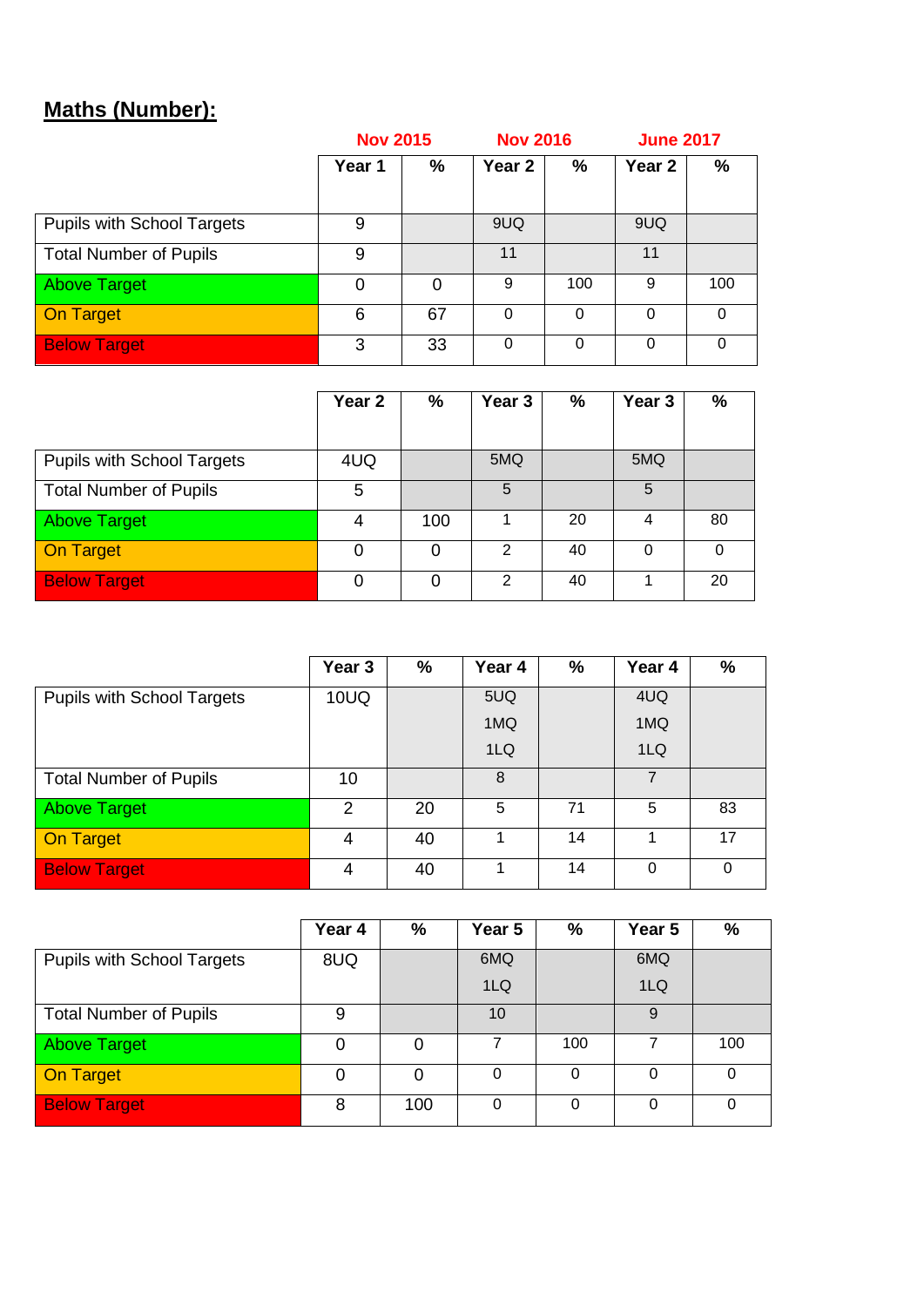## **Maths (Number):**

| | Nov 2015 | | Nov 2016 | | June 2017 | |
|---|---|---|---|---|---|---|
| | **Year 1** | **%** | **Year 2** | **%** | **Year 2** | **%** |
| Pupils with School Targets | 9 | | 9UQ | | 9UQ | |
| Total Number of Pupils | 9 | | 11 | | 11 | |
| Above Target | 0 | 0 | 9 | 100 | 9 | 100 |
| On Target | 6 | 67 | 0 | 0 | 0 | 0 |
| Below Target | 3 | 33 | 0 | 0 | 0 | 0 |

| | **Year 2** | **%** | **Year 3** | **%** | **Year 3** | **%** |
|---|---|---|---|---|---|---|
| Pupils with School Targets | 4UQ | | 5MQ | | 5MQ | |
| Total Number of Pupils | 5 | | 5 | | 5 | |
| Above Target | 4 | 100 | 1 | 20 | 4 | 80 |
| On Target | 0 | 0 | 2 | 40 | 0 | 0 |
| Below Target | 0 | 0 | 2 | 40 | 1 | 20 |

| | **Year 3** | **%** | **Year 4** | **%** | **Year 4** | **%** |
|---|---|---|---|---|---|---|
| Pupils with School Targets | 10UQ | | 5UQ<br>1MQ<br>1LQ | | 4UQ<br>1MQ<br>1LQ | |
| Total Number of Pupils | 10 | | 8 | | 7 | |
| Above Target | 2 | 20 | 5 | 71 | 5 | 83 |
| On Target | 4 | 40 | 1 | 14 | 1 | 17 |
| Below Target | 4 | 40 | 1 | 14 | 0 | 0 |

| | **Year 4** | **%** | **Year 5** | **%** | **Year 5** | **%** |
|---|---|---|---|---|---|---|
| Pupils with School Targets | 8UQ | | 6MQ<br>1LQ | | 6MQ<br>1LQ | |
| Total Number of Pupils | 9 | | 10 | | 9 | |
| Above Target | 0 | 0 | 7 | 100 | 7 | 100 |
| On Target | 0 | 0 | 0 | 0 | 0 | 0 |
| Below Target | 8 | 100 | 0 | 0 | 0 | 0 |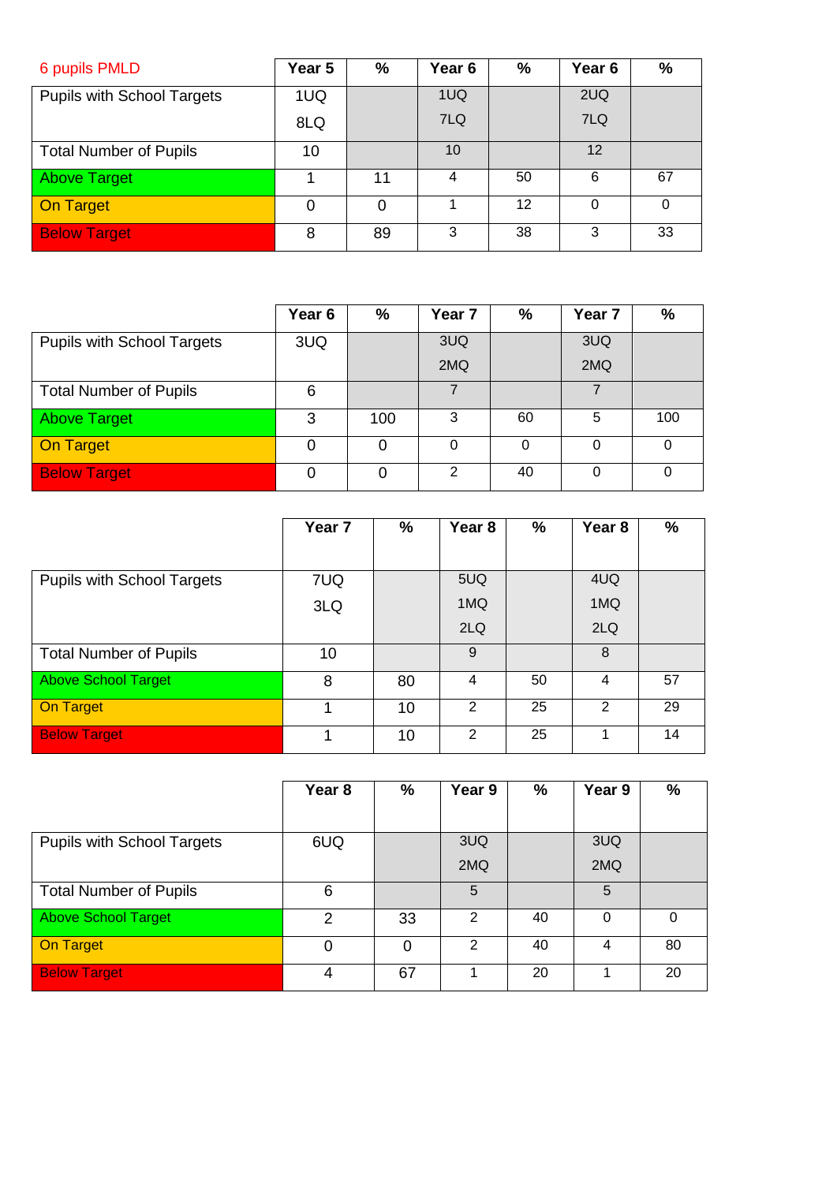| 6 pupils PMLD | Year 5 | % | Year 6 | % | Year 6 | % |
|---|---|---|---|---|---|---|
| Pupils with School Targets | 1UQ<br>8LQ | | 1UQ<br>7LQ | | 2UQ<br>7LQ | |
| Total Number of Pupils | 10 | | 10 | | 12 | |
| Above Target | 1 | 11 | 4 | 50 | 6 | 67 |
| On Target | 0 | 0 | 1 | 12 | 0 | 0 |
| Below Target | 8 | 89 | 3 | 38 | 3 | 33 |

| | Year 6 | % | Year 7 | % | Year 7 | % |
|---|---|---|---|---|---|---|
| Pupils with School Targets | 3UQ | | 3UQ<br>2MQ | | 3UQ<br>2MQ | |
| Total Number of Pupils | 6 | | 7 | | 7 | |
| Above Target | 3 | 100 | 3 | 60 | 5 | 100 |
| On Target | 0 | 0 | 0 | 0 | 0 | 0 |
| Below Target | 0 | 0 | 2 | 40 | 0 | 0 |

| | Year 7 | % | Year 8 | % | Year 8 | % |
|---|---|---|---|---|---|---|
| Pupils with School Targets | 7UQ<br>3LQ | | 5UQ<br>1MQ<br>2LQ | | 4UQ<br>1MQ<br>2LQ | |
| Total Number of Pupils | 10 | | 9 | | 8 | |
| Above School Target | 8 | 80 | 4 | 50 | 4 | 57 |
| On Target | 1 | 10 | 2 | 25 | 2 | 29 |
| Below Target | 1 | 10 | 2 | 25 | 1 | 14 |

| | Year 8 | % | Year 9 | % | Year 9 | % |
|---|---|---|---|---|---|---|
| Pupils with School Targets | 6UQ | | 3UQ<br>2MQ | | 3UQ<br>2MQ | |
| Total Number of Pupils | 6 | | 5 | | 5 | |
| Above School Target | 2 | 33 | 2 | 40 | 0 | 0 |
| On Target | 0 | 0 | 2 | 40 | 4 | 80 |
| Below Target | 4 | 67 | 1 | 20 | 1 | 20 |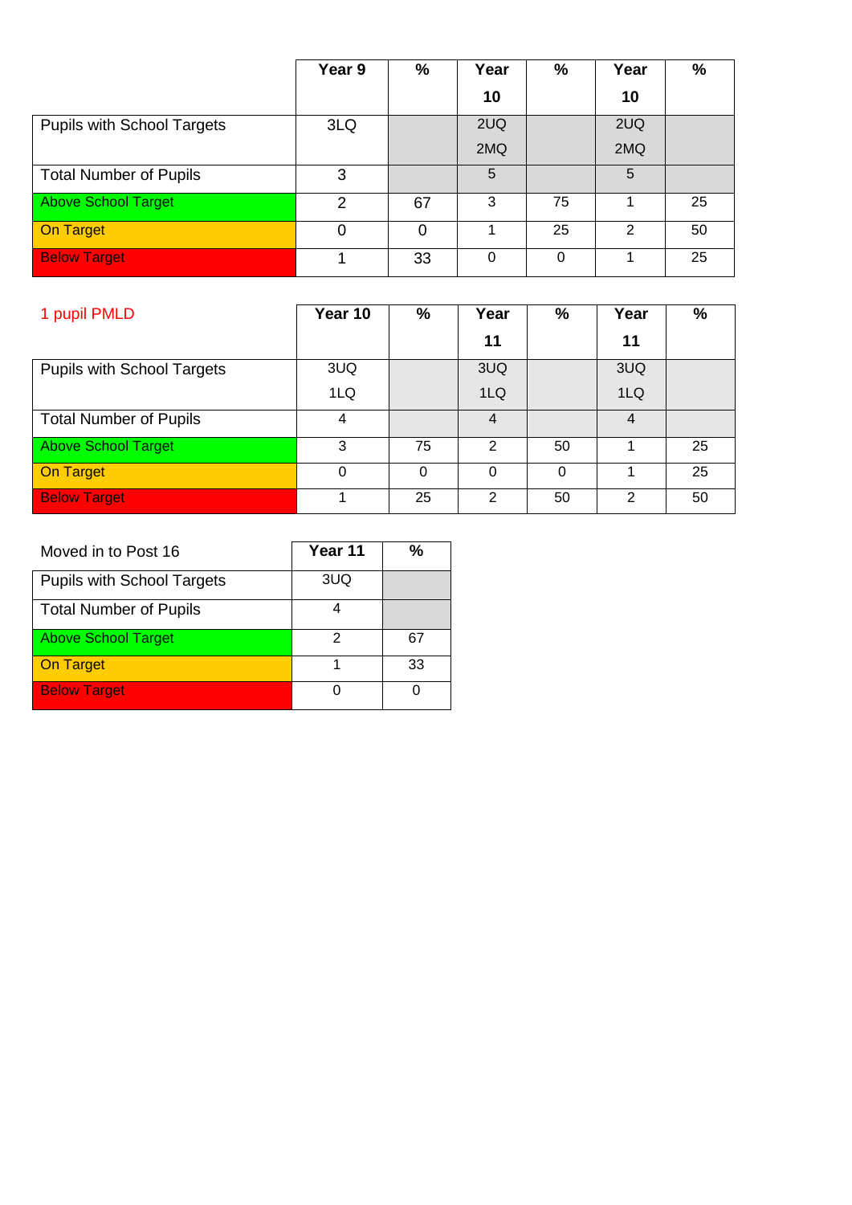| | Year 9 | % | Year 10 | % | Year 10 | % |
|---|---|---|---|---|---|---|
| Pupils with School Targets | 3LQ | | 2UQ 2MQ | | 2UQ 2MQ | |
| Total Number of Pupils | 3 | | 5 | | 5 | |
| Above School Target | 2 | 67 | 3 | 75 | 1 | 25 |
| On Target | 0 | 0 | 1 | 25 | 2 | 50 |
| Below Target | 1 | 33 | 0 | 0 | 1 | 25 |

| 1 pupil PMLD | Year 10 | % | Year 11 | % | Year 11 | % |
|---|---|---|---|---|---|---|
| Pupils with School Targets | 3UQ 1LQ | | 3UQ 1LQ | | 3UQ 1LQ | |
| Total Number of Pupils | 4 | | 4 | | 4 | |
| Above School Target | 3 | 75 | 2 | 50 | 1 | 25 |
| On Target | 0 | 0 | 0 | 0 | 1 | 25 |
| Below Target | 1 | 25 | 2 | 50 | 2 | 50 |

| Moved in to Post 16 | Year 11 | % |
|---|---|---|
| Pupils with School Targets | 3UQ | |
| Total Number of Pupils | 4 | |
| Above School Target | 2 | 67 |
| On Target | 1 | 33 |
| Below Target | 0 | 0 |